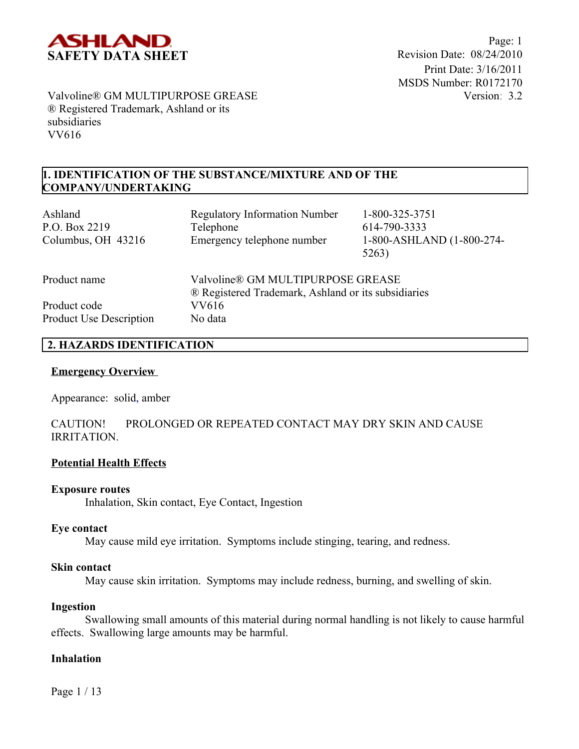**ASHLAND**
**SAFETY DATA SHEET**

Page: 1
Revision Date: 08/24/2010
Print Date: 3/16/2011
MSDS Number: R0172170
Version: 3.2

Valvoline® GM MULTIPURPOSE GREASE
® Registered Trademark, Ashland or its subsidiaries
VV616

## 1. IDENTIFICATION OF THE SUBSTANCE/MIXTURE AND OF THE COMPANY/UNDERTAKING

| | | |
|---|---|---|
| Ashland | Regulatory Information Number | 1-800-325-3751 |
| P.O. Box 2219 | Telephone | 614-790-3333 |
| Columbus, OH 43216 | Emergency telephone number | 1-800-ASHLAND (1-800-274-5263) |

| | |
|---|---|
| Product name | Valvoline® GM MULTIPURPOSE GREASE<br>® Registered Trademark, Ashland or its subsidiaries |
| Product code | VV616 |
| Product Use Description | No data |

## 2. HAZARDS IDENTIFICATION

### Emergency Overview

Appearance: solid, amber

CAUTION! PROLONGED OR REPEATED CONTACT MAY DRY SKIN AND CAUSE IRRITATION.

### Potential Health Effects

**Exposure routes**
Inhalation, Skin contact, Eye Contact, Ingestion

**Eye contact**
May cause mild eye irritation. Symptoms include stinging, tearing, and redness.

**Skin contact**
May cause skin irritation. Symptoms may include redness, burning, and swelling of skin.

**Ingestion**
Swallowing small amounts of this material during normal handling is not likely to cause harmful effects. Swallowing large amounts may be harmful.

**Inhalation**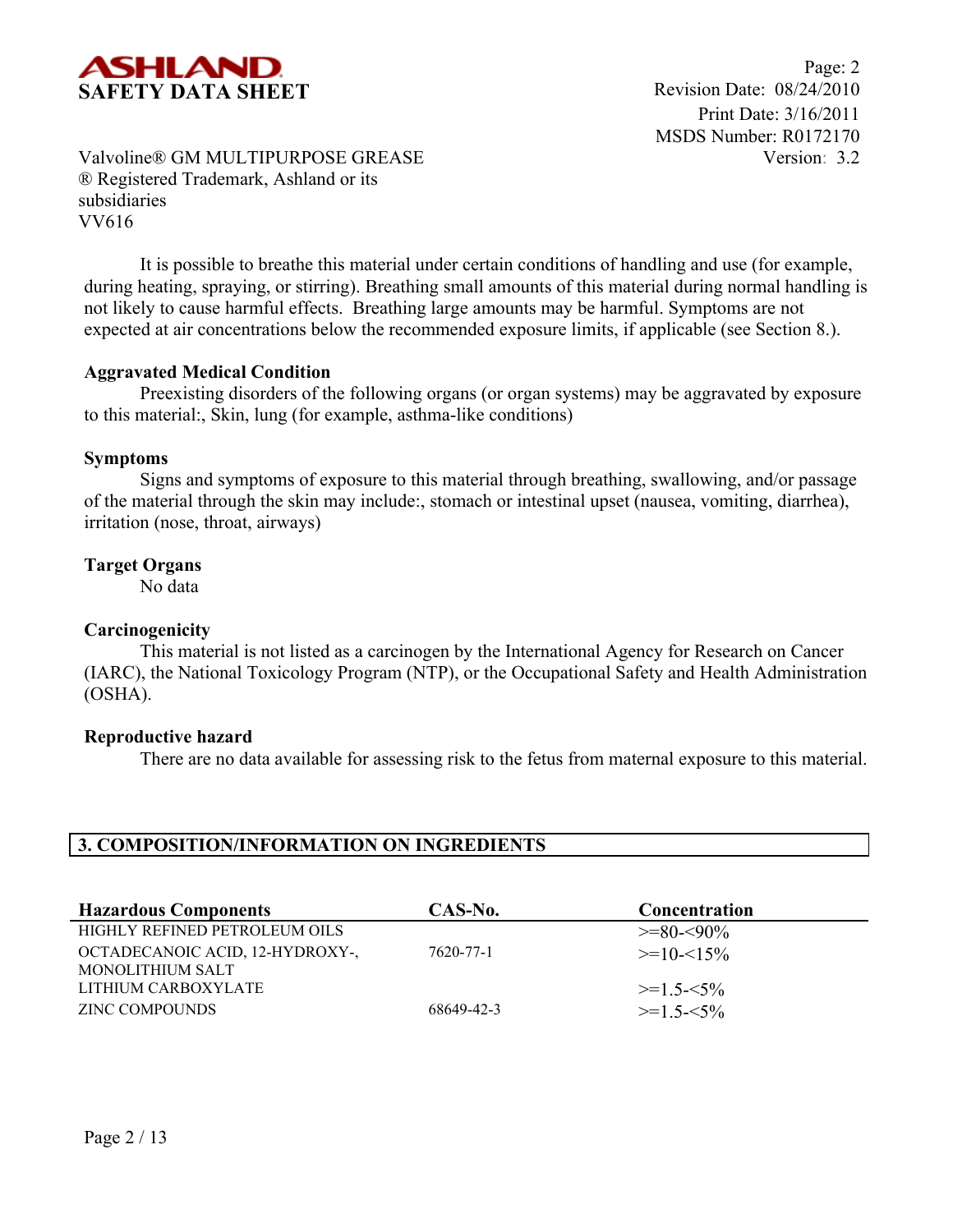It is possible to breathe this material under certain conditions of handling and use (for example, during heating, spraying, or stirring). Breathing small amounts of this material during normal handling is not likely to cause harmful effects. Breathing large amounts may be harmful. Symptoms are not expected at air concentrations below the recommended exposure limits, if applicable (see Section 8.).

**Aggravated Medical Condition**

Preexisting disorders of the following organs (or organ systems) may be aggravated by exposure to this material:, Skin, lung (for example, asthma-like conditions)

**Symptoms**

Signs and symptoms of exposure to this material through breathing, swallowing, and/or passage of the material through the skin may include:, stomach or intestinal upset (nausea, vomiting, diarrhea), irritation (nose, throat, airways)

**Target Organs**

No data

**Carcinogenicity**

This material is not listed as a carcinogen by the International Agency for Research on Cancer (IARC), the National Toxicology Program (NTP), or the Occupational Safety and Health Administration (OSHA).

**Reproductive hazard**

There are no data available for assessing risk to the fetus from maternal exposure to this material.

## 3. COMPOSITION/INFORMATION ON INGREDIENTS

| Hazardous Components | CAS-No. | Concentration |
|---|---|---|
| HIGHLY REFINED PETROLEUM OILS | | >=80-<90% |
| OCTADECANOIC ACID, 12-HYDROXY-, MONOLITHIUM SALT | 7620-77-1 | >=10-<15% |
| LITHIUM CARBOXYLATE | | >=1.5-<5% |
| ZINC COMPOUNDS | 68649-42-3 | >=1.5-<5% |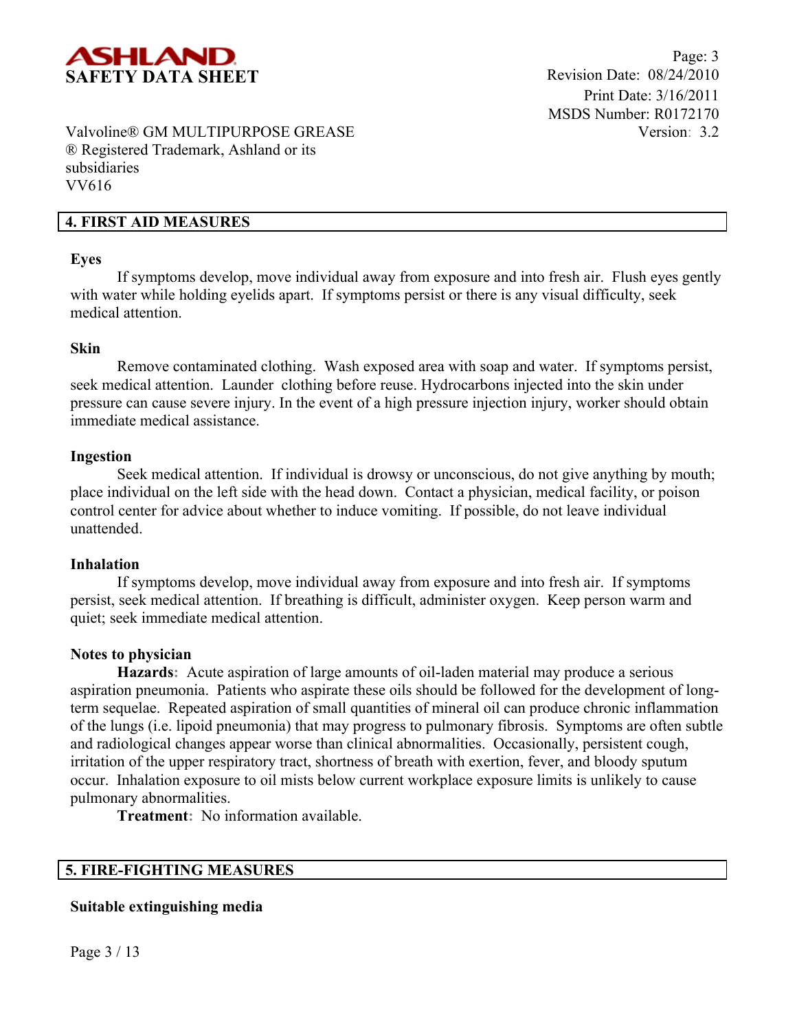## 4. FIRST AID MEASURES

**Eyes**

If symptoms develop, move individual away from exposure and into fresh air. Flush eyes gently with water while holding eyelids apart. If symptoms persist or there is any visual difficulty, seek medical attention.

**Skin**

Remove contaminated clothing. Wash exposed area with soap and water. If symptoms persist, seek medical attention. Launder clothing before reuse. Hydrocarbons injected into the skin under pressure can cause severe injury. In the event of a high pressure injection injury, worker should obtain immediate medical assistance.

**Ingestion**

Seek medical attention. If individual is drowsy or unconscious, do not give anything by mouth; place individual on the left side with the head down. Contact a physician, medical facility, or poison control center for advice about whether to induce vomiting. If possible, do not leave individual unattended.

**Inhalation**

If symptoms develop, move individual away from exposure and into fresh air. If symptoms persist, seek medical attention. If breathing is difficult, administer oxygen. Keep person warm and quiet; seek immediate medical attention.

**Notes to physician**

**Hazards:** Acute aspiration of large amounts of oil-laden material may produce a serious aspiration pneumonia. Patients who aspirate these oils should be followed for the development of long-term sequelae. Repeated aspiration of small quantities of mineral oil can produce chronic inflammation of the lungs (i.e. lipoid pneumonia) that may progress to pulmonary fibrosis. Symptoms are often subtle and radiological changes appear worse than clinical abnormalities. Occasionally, persistent cough, irritation of the upper respiratory tract, shortness of breath with exertion, fever, and bloody sputum occur. Inhalation exposure to oil mists below current workplace exposure limits is unlikely to cause pulmonary abnormalities.

**Treatment:** No information available.

## 5. FIRE-FIGHTING MEASURES

**Suitable extinguishing media**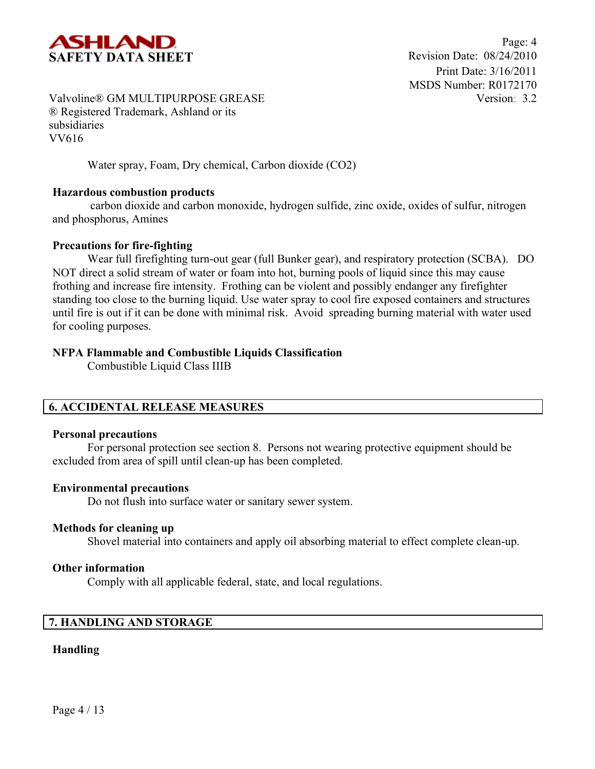Water spray, Foam, Dry chemical, Carbon dioxide ($CO_2$)

**Hazardous combustion products**

carbon dioxide and carbon monoxide, hydrogen sulfide, zinc oxide, oxides of sulfur, nitrogen and phosphorus, Amines

**Precautions for fire-fighting**

Wear full firefighting turn-out gear (full Bunker gear), and respiratory protection (SCBA). DO NOT direct a solid stream of water or foam into hot, burning pools of liquid since this may cause frothing and increase fire intensity. Frothing can be violent and possibly endanger any firefighter standing too close to the burning liquid. Use water spray to cool fire exposed containers and structures until fire is out if it can be done with minimal risk. Avoid spreading burning material with water used for cooling purposes.

**NFPA Flammable and Combustible Liquids Classification**

Combustible Liquid Class IIIB

## 6. ACCIDENTAL RELEASE MEASURES

**Personal precautions**

For personal protection see section 8. Persons not wearing protective equipment should be excluded from area of spill until clean-up has been completed.

**Environmental precautions**

Do not flush into surface water or sanitary sewer system.

**Methods for cleaning up**

Shovel material into containers and apply oil absorbing material to effect complete clean-up.

**Other information**

Comply with all applicable federal, state, and local regulations.

## 7. HANDLING AND STORAGE

**Handling**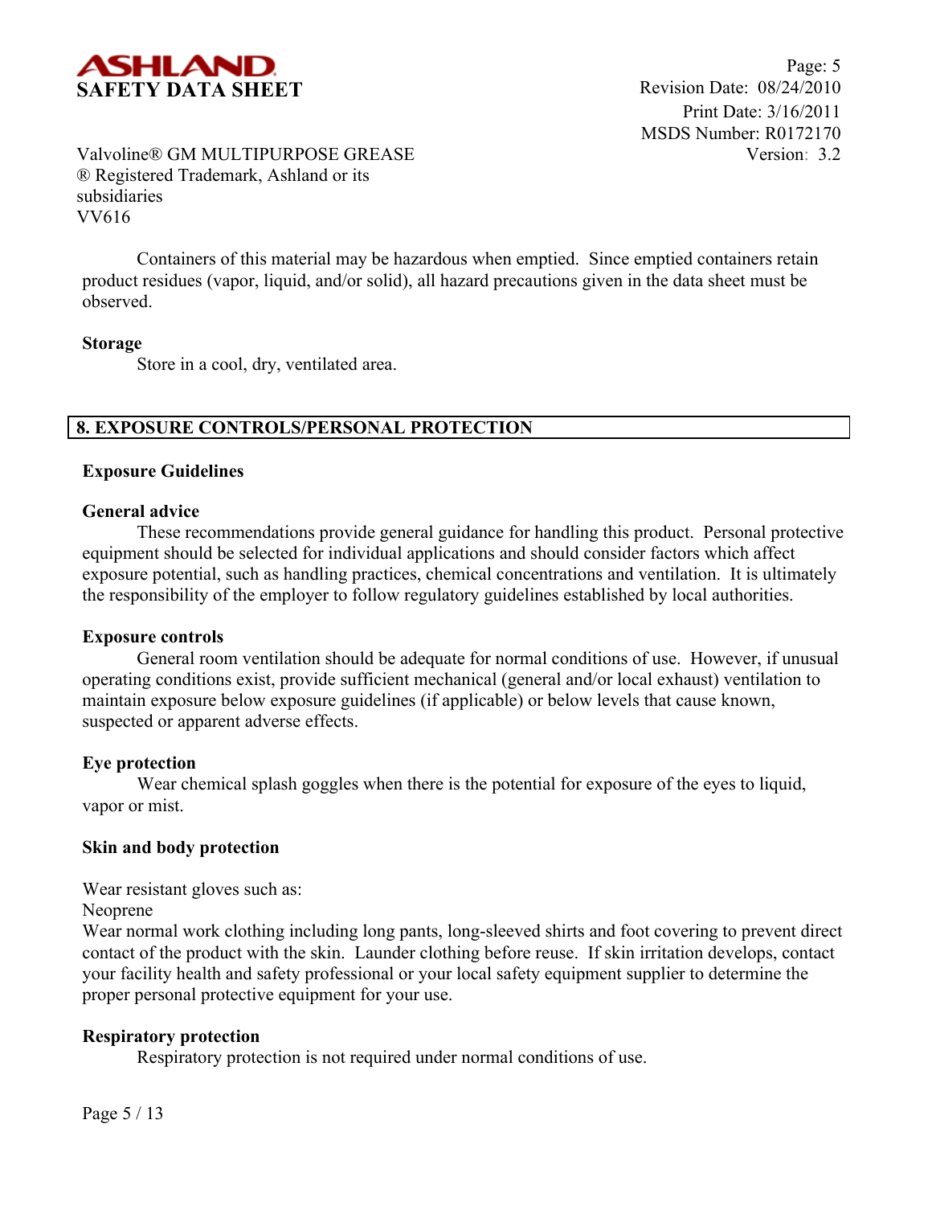Containers of this material may be hazardous when emptied. Since emptied containers retain product residues (vapor, liquid, and/or solid), all hazard precautions given in the data sheet must be observed.

**Storage**

Store in a cool, dry, ventilated area.

## 8. EXPOSURE CONTROLS/PERSONAL PROTECTION

**Exposure Guidelines**

**General advice**

These recommendations provide general guidance for handling this product. Personal protective equipment should be selected for individual applications and should consider factors which affect exposure potential, such as handling practices, chemical concentrations and ventilation. It is ultimately the responsibility of the employer to follow regulatory guidelines established by local authorities.

**Exposure controls**

General room ventilation should be adequate for normal conditions of use. However, if unusual operating conditions exist, provide sufficient mechanical (general and/or local exhaust) ventilation to maintain exposure below exposure guidelines (if applicable) or below levels that cause known, suspected or apparent adverse effects.

**Eye protection**

Wear chemical splash goggles when there is the potential for exposure of the eyes to liquid, vapor or mist.

**Skin and body protection**

Wear resistant gloves such as:
Neoprene
Wear normal work clothing including long pants, long-sleeved shirts and foot covering to prevent direct contact of the product with the skin. Launder clothing before reuse. If skin irritation develops, contact your facility health and safety professional or your local safety equipment supplier to determine the proper personal protective equipment for your use.

**Respiratory protection**

Respiratory protection is not required under normal conditions of use.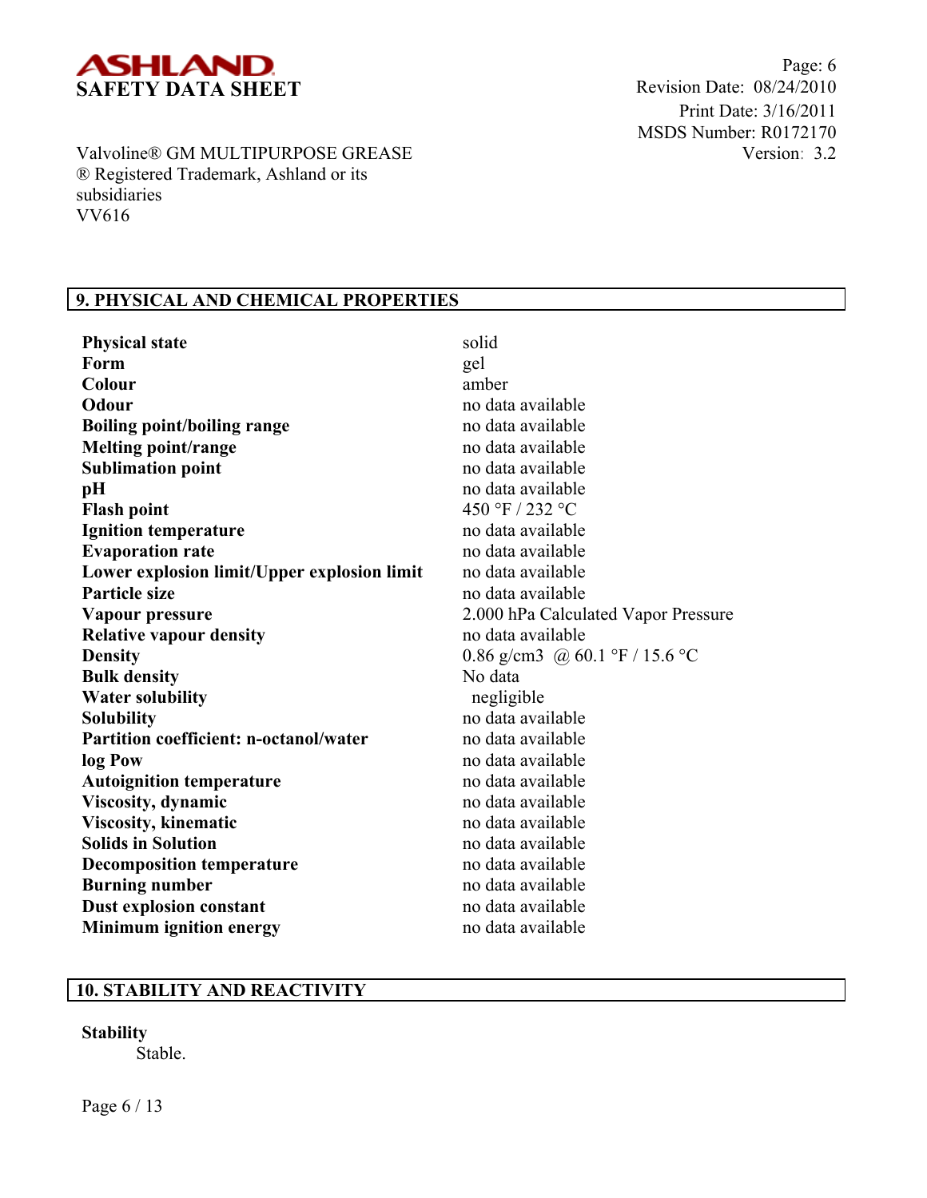## 9. PHYSICAL AND CHEMICAL PROPERTIES

| | |
|---|---|
| **Physical state** | solid |
| **Form** | gel |
| **Colour** | amber |
| **Odour** | no data available |
| **Boiling point/boiling range** | no data available |
| **Melting point/range** | no data available |
| **Sublimation point** | no data available |
| **pH** | no data available |
| **Flash point** | 450 °F / 232 °C |
| **Ignition temperature** | no data available |
| **Evaporation rate** | no data available |
| **Lower explosion limit/Upper explosion limit** | no data available |
| **Particle size** | no data available |
| **Vapour pressure** | 2.000 hPa Calculated Vapor Pressure |
| **Relative vapour density** | no data available |
| **Density** | 0.86 g/cm3 @ 60.1 °F / 15.6 °C |
| **Bulk density** | No data |
| **Water solubility** | negligible |
| **Solubility** | no data available |
| **Partition coefficient: n-octanol/water** | no data available |
| **log Pow** | no data available |
| **Autoignition temperature** | no data available |
| **Viscosity, dynamic** | no data available |
| **Viscosity, kinematic** | no data available |
| **Solids in Solution** | no data available |
| **Decomposition temperature** | no data available |
| **Burning number** | no data available |
| **Dust explosion constant** | no data available |
| **Minimum ignition energy** | no data available |

## 10. STABILITY AND REACTIVITY

**Stability**

Stable.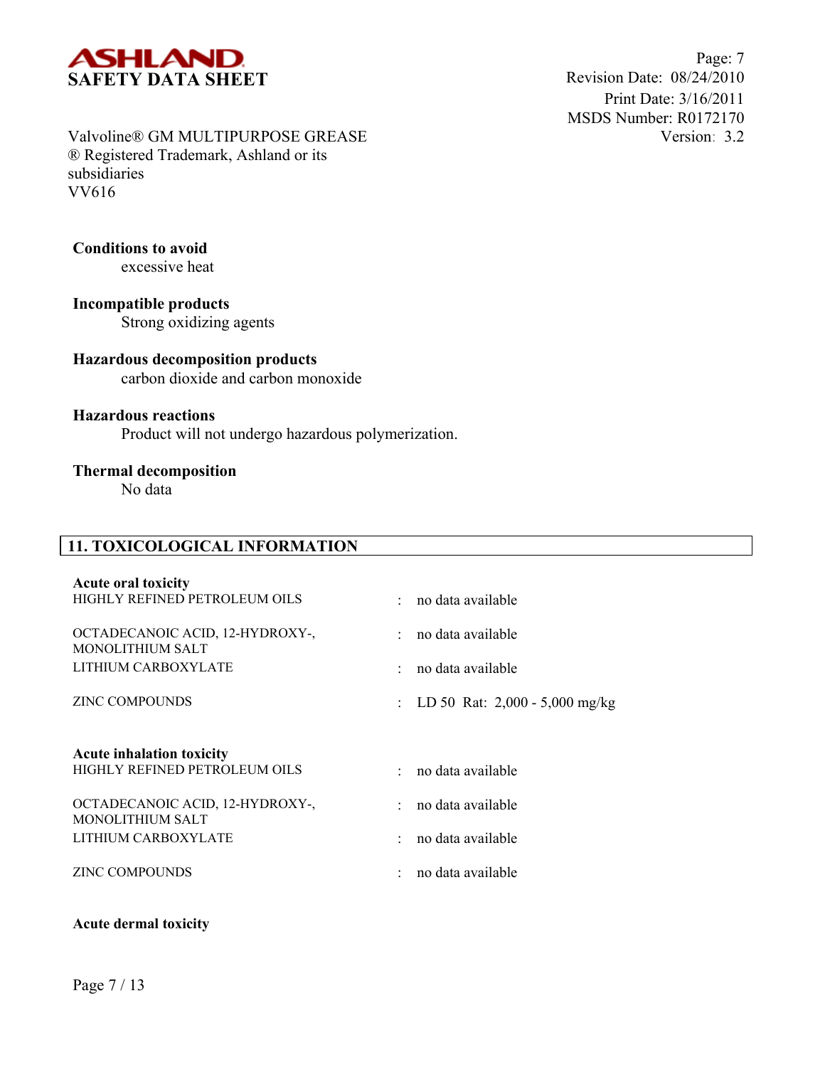**Conditions to avoid**

excessive heat

**Incompatible products**

Strong oxidizing agents

**Hazardous decomposition products**

carbon dioxide and carbon monoxide

**Hazardous reactions**

Product will not undergo hazardous polymerization.

**Thermal decomposition**

No data

## 11. TOXICOLOGICAL INFORMATION

**Acute oral toxicity**

| | | |
|---|---|---|
| HIGHLY REFINED PETROLEUM OILS | : | no data available |
| OCTADECANOIC ACID, 12-HYDROXY-, MONOLITHIUM SALT | : | no data available |
| LITHIUM CARBOXYLATE | : | no data available |
| ZINC COMPOUNDS | : | LD 50 Rat: 2,000 - 5,000 mg/kg |

**Acute inhalation toxicity**

| | | |
|---|---|---|
| HIGHLY REFINED PETROLEUM OILS | : | no data available |
| OCTADECANOIC ACID, 12-HYDROXY-, MONOLITHIUM SALT | : | no data available |
| LITHIUM CARBOXYLATE | : | no data available |
| ZINC COMPOUNDS | : | no data available |

**Acute dermal toxicity**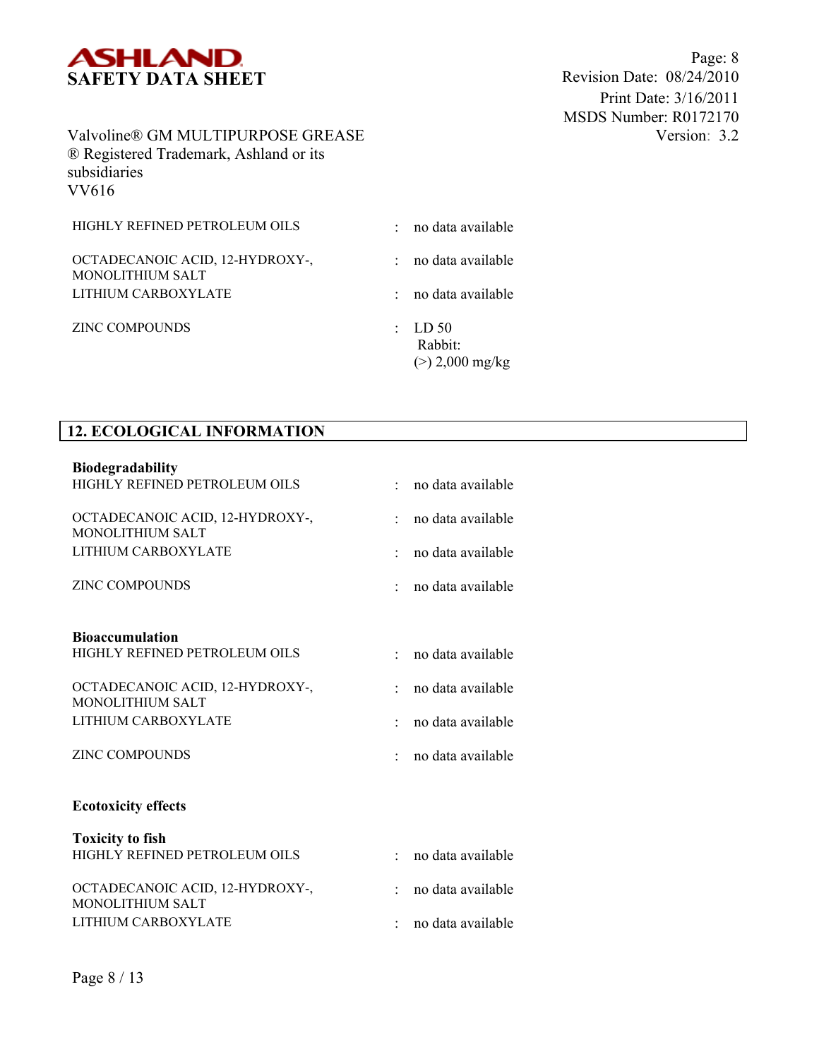| | | |
|---|---|---|
| HIGHLY REFINED PETROLEUM OILS | : | no data available |
| OCTADECANOIC ACID, 12-HYDROXY-, MONOLITHIUM SALT | : | no data available |
| LITHIUM CARBOXYLATE | : | no data available |
| ZINC COMPOUNDS | : | LD 50<br>Rabbit:<br>(>) 2,000 mg/kg |

## 12. ECOLOGICAL INFORMATION

**Biodegradability**

| | | |
|---|---|---|
| HIGHLY REFINED PETROLEUM OILS | : | no data available |
| OCTADECANOIC ACID, 12-HYDROXY-, MONOLITHIUM SALT | : | no data available |
| LITHIUM CARBOXYLATE | : | no data available |
| ZINC COMPOUNDS | : | no data available |

**Bioaccumulation**

| | | |
|---|---|---|
| HIGHLY REFINED PETROLEUM OILS | : | no data available |
| OCTADECANOIC ACID, 12-HYDROXY-, MONOLITHIUM SALT | : | no data available |
| LITHIUM CARBOXYLATE | : | no data available |
| ZINC COMPOUNDS | : | no data available |

**Ecotoxicity effects**

**Toxicity to fish**

| | | |
|---|---|---|
| HIGHLY REFINED PETROLEUM OILS | : | no data available |
| OCTADECANOIC ACID, 12-HYDROXY-, MONOLITHIUM SALT | : | no data available |
| LITHIUM CARBOXYLATE | : | no data available |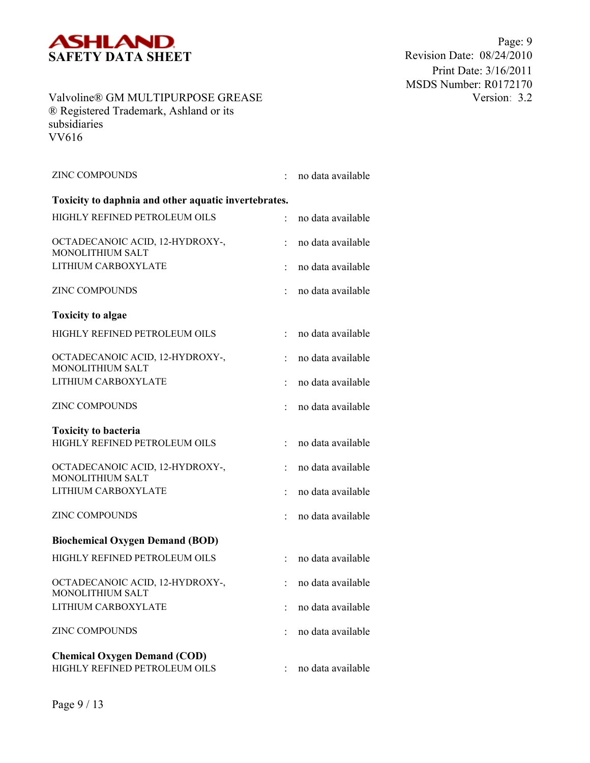ZINC COMPOUNDS : no data available

**Toxicity to daphnia and other aquatic invertebrates.**

HIGHLY REFINED PETROLEUM OILS : no data available

OCTADECANOIC ACID, 12-HYDROXY-, MONOLITHIUM SALT : no data available

LITHIUM CARBOXYLATE : no data available

ZINC COMPOUNDS : no data available

**Toxicity to algae**

HIGHLY REFINED PETROLEUM OILS : no data available

OCTADECANOIC ACID, 12-HYDROXY-, MONOLITHIUM SALT : no data available

LITHIUM CARBOXYLATE : no data available

ZINC COMPOUNDS : no data available

**Toxicity to bacteria**

HIGHLY REFINED PETROLEUM OILS : no data available

OCTADECANOIC ACID, 12-HYDROXY-, MONOLITHIUM SALT : no data available

LITHIUM CARBOXYLATE : no data available

ZINC COMPOUNDS : no data available

**Biochemical Oxygen Demand (BOD)**

HIGHLY REFINED PETROLEUM OILS : no data available

OCTADECANOIC ACID, 12-HYDROXY-, MONOLITHIUM SALT : no data available

LITHIUM CARBOXYLATE : no data available

ZINC COMPOUNDS : no data available

**Chemical Oxygen Demand (COD)**

HIGHLY REFINED PETROLEUM OILS : no data available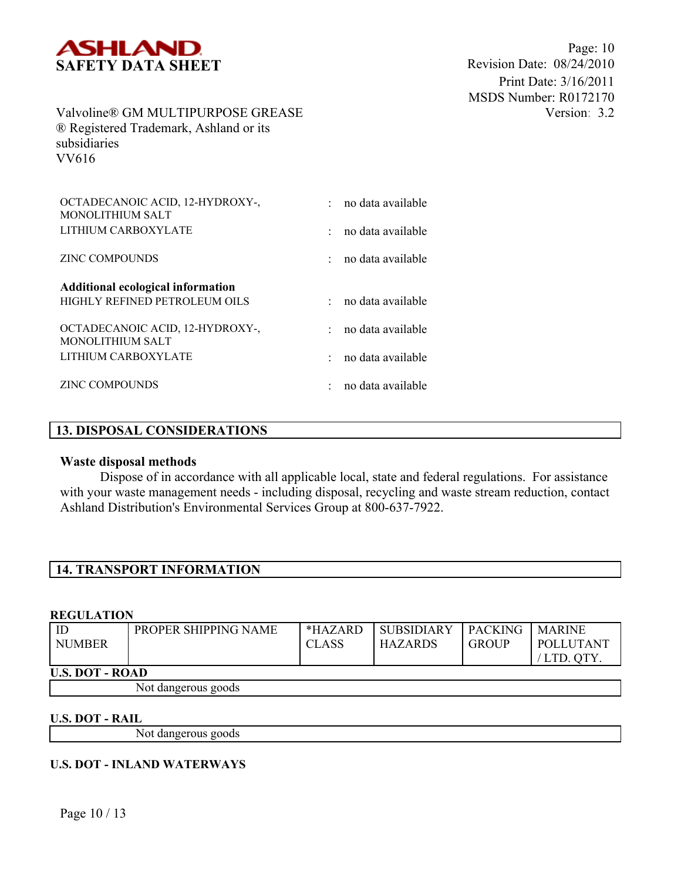| | | |
|---|---|---|
| OCTADECANOIC ACID, 12-HYDROXY-, MONOLITHIUM SALT | : | no data available |
| LITHIUM CARBOXYLATE | : | no data available |
| ZINC COMPOUNDS | : | no data available |

**Additional ecological information**

| | | |
|---|---|---|
| HIGHLY REFINED PETROLEUM OILS | : | no data available |
| OCTADECANOIC ACID, 12-HYDROXY-, MONOLITHIUM SALT | : | no data available |
| LITHIUM CARBOXYLATE | : | no data available |
| ZINC COMPOUNDS | : | no data available |

## 13. DISPOSAL CONSIDERATIONS

**Waste disposal methods**

Dispose of in accordance with all applicable local, state and federal regulations. For assistance with your waste management needs - including disposal, recycling and waste stream reduction, contact Ashland Distribution's Environmental Services Group at 800-637-7922.

## 14. TRANSPORT INFORMATION

**REGULATION**

| ID NUMBER | PROPER SHIPPING NAME | *HAZARD CLASS | SUBSIDIARY HAZARDS | PACKING GROUP | MARINE POLLUTANT / LTD. QTY. |
|---|---|---|---|---|---|

**U.S. DOT - ROAD**

Not dangerous goods

**U.S. DOT - RAIL**

Not dangerous goods

**U.S. DOT - INLAND WATERWAYS**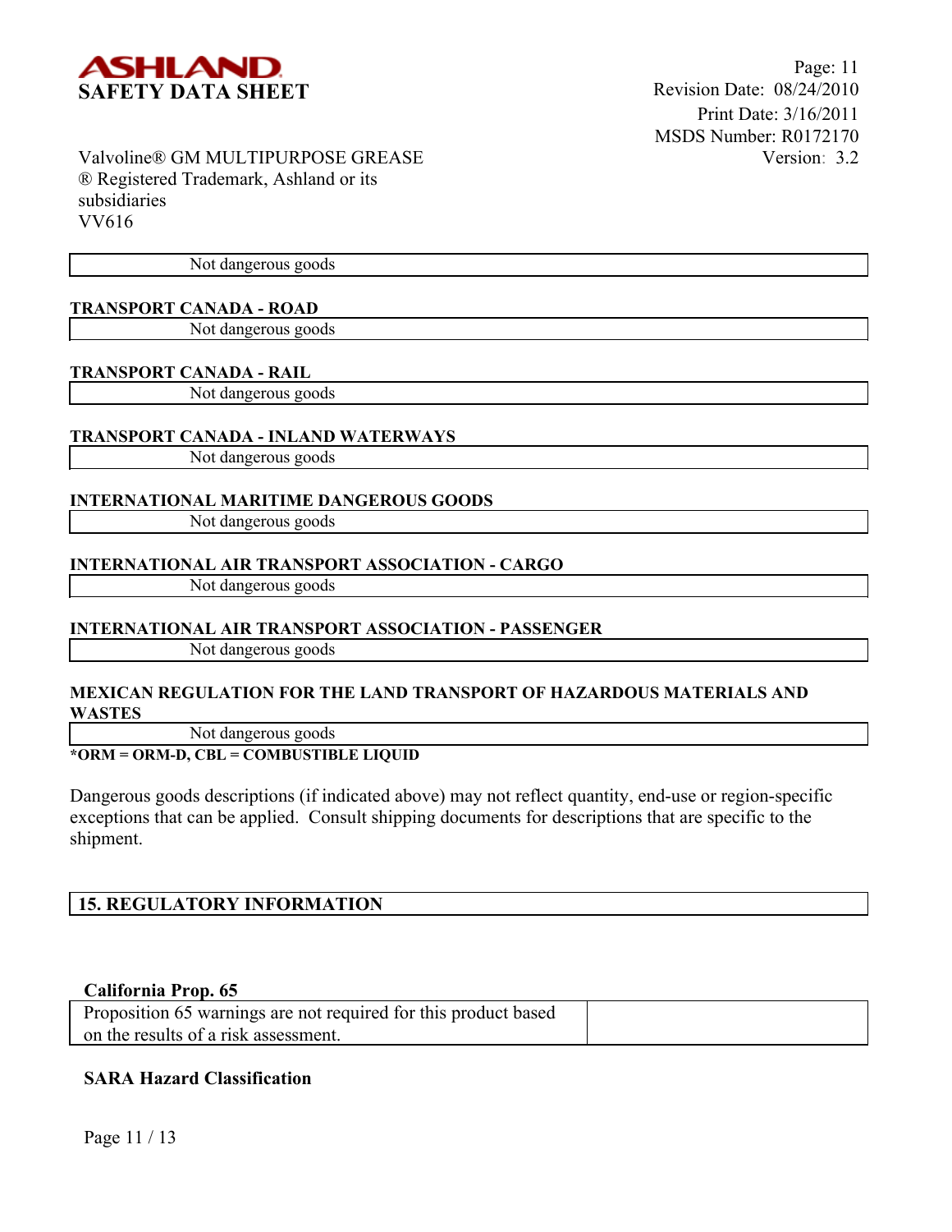| Not dangerous goods |
|---|

**TRANSPORT CANADA - ROAD**

| Not dangerous goods |
|---|

**TRANSPORT CANADA - RAIL**

| Not dangerous goods |
|---|

**TRANSPORT CANADA - INLAND WATERWAYS**

| Not dangerous goods |
|---|

**INTERNATIONAL MARITIME DANGEROUS GOODS**

| Not dangerous goods |
|---|

**INTERNATIONAL AIR TRANSPORT ASSOCIATION - CARGO**

| Not dangerous goods |
|---|

**INTERNATIONAL AIR TRANSPORT ASSOCIATION - PASSENGER**

| Not dangerous goods |
|---|

**MEXICAN REGULATION FOR THE LAND TRANSPORT OF HAZARDOUS MATERIALS AND WASTES**

| Not dangerous goods |
|---|

***ORM = ORM-D, CBL = COMBUSTIBLE LIQUID**

Dangerous goods descriptions (if indicated above) may not reflect quantity, end-use or region-specific exceptions that can be applied. Consult shipping documents for descriptions that are specific to the shipment.

## 15. REGULATORY INFORMATION

**California Prop. 65**

| Proposition 65 warnings are not required for this product based on the results of a risk assessment. | |
|---|---|

**SARA Hazard Classification**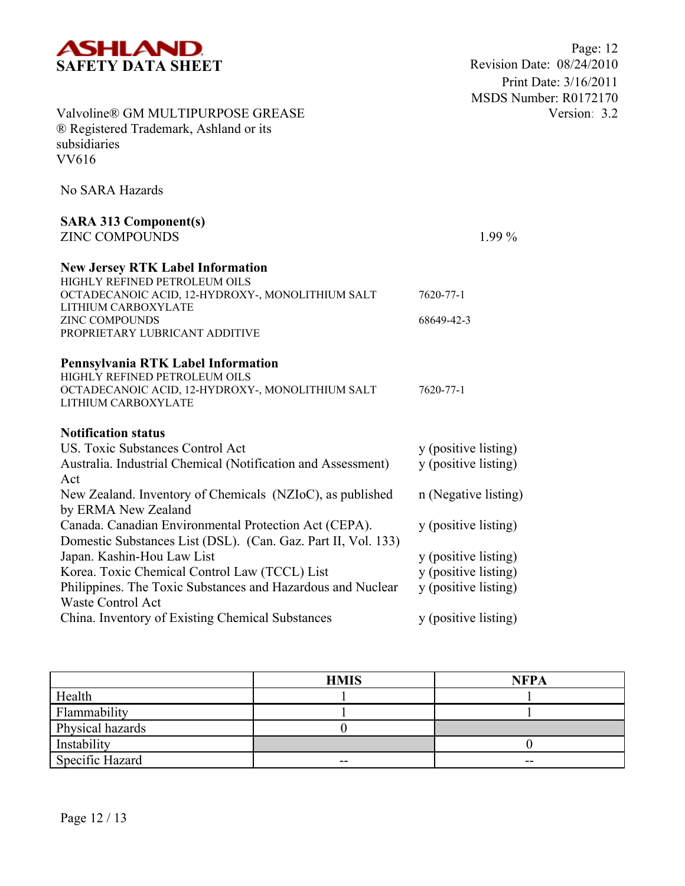No SARA Hazards

**SARA 313 Component(s)**

| | |
|---|---|
| ZINC COMPOUNDS | 1.99 % |

**New Jersey RTK Label Information**

| | |
|---|---|
| HIGHLY REFINED PETROLEUM OILS | |
| OCTADECANOIC ACID, 12-HYDROXY-, MONOLITHIUM SALT | 7620-77-1 |
| LITHIUM CARBOXYLATE | |
| ZINC COMPOUNDS | 68649-42-3 |
| PROPRIETARY LUBRICANT ADDITIVE | |

**Pennsylvania RTK Label Information**

| | |
|---|---|
| HIGHLY REFINED PETROLEUM OILS | |
| OCTADECANOIC ACID, 12-HYDROXY-, MONOLITHIUM SALT | 7620-77-1 |
| LITHIUM CARBOXYLATE | |

**Notification status**

| | |
|---|---|
| US. Toxic Substances Control Act | y (positive listing) |
| Australia. Industrial Chemical (Notification and Assessment) Act | y (positive listing) |
| New Zealand. Inventory of Chemicals (NZIoC), as published by ERMA New Zealand | n (Negative listing) |
| Canada. Canadian Environmental Protection Act (CEPA). Domestic Substances List (DSL). (Can. Gaz. Part II, Vol. 133) | y (positive listing) |
| Japan. Kashin-Hou Law List | y (positive listing) |
| Korea. Toxic Chemical Control Law (TCCL) List | y (positive listing) |
| Philippines. The Toxic Substances and Hazardous and Nuclear Waste Control Act | y (positive listing) |
| China. Inventory of Existing Chemical Substances | y (positive listing) |

| | HMIS | NFPA |
|---|---|---|
| Health | 1 | 1 |
| Flammability | 1 | 1 |
| Physical hazards | 0 | |
| Instability | | 0 |
| Specific Hazard | -- | -- |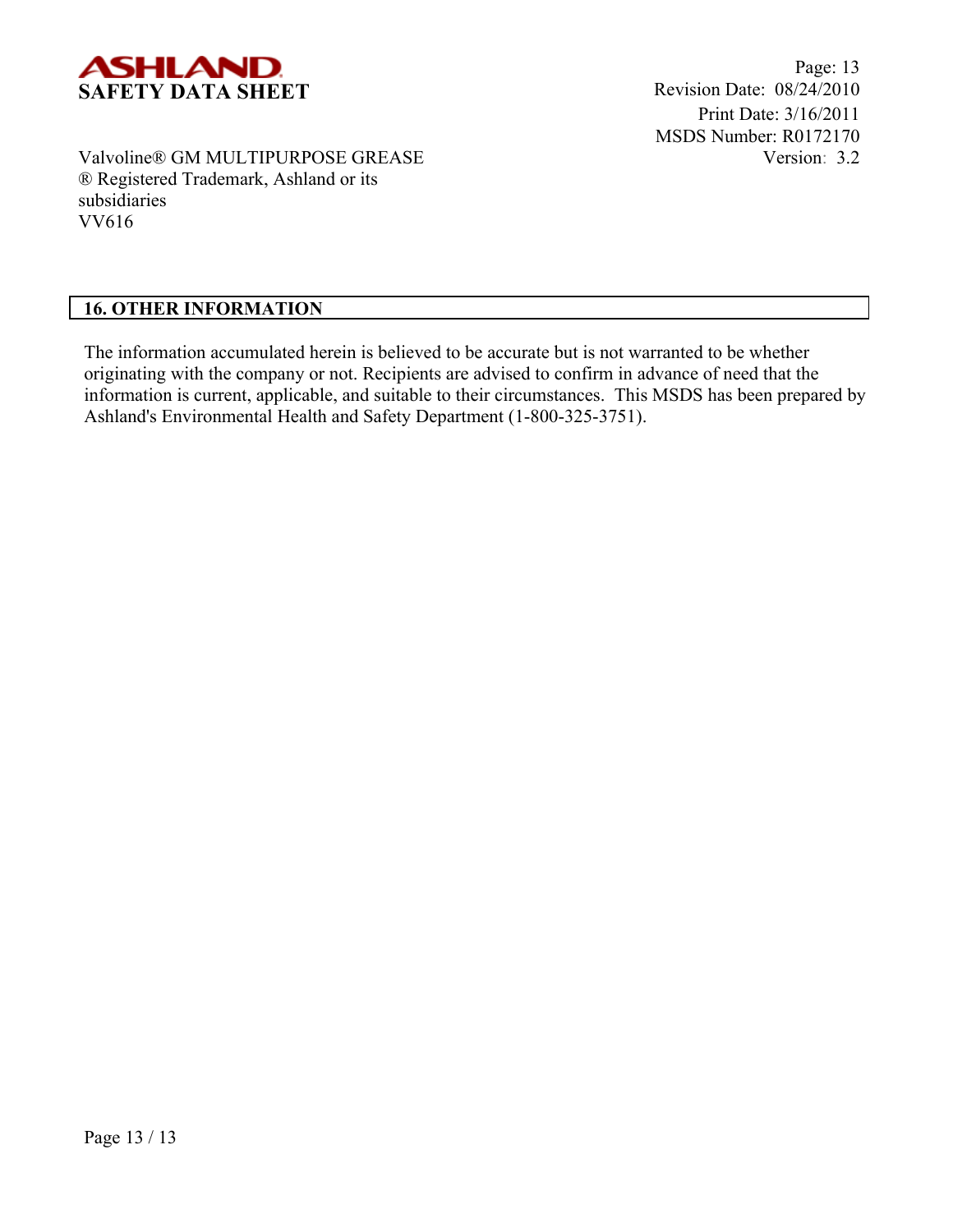## 16. OTHER INFORMATION

The information accumulated herein is believed to be accurate but is not warranted to be whether originating with the company or not. Recipients are advised to confirm in advance of need that the information is current, applicable, and suitable to their circumstances. This MSDS has been prepared by Ashland's Environmental Health and Safety Department (1-800-325-3751).